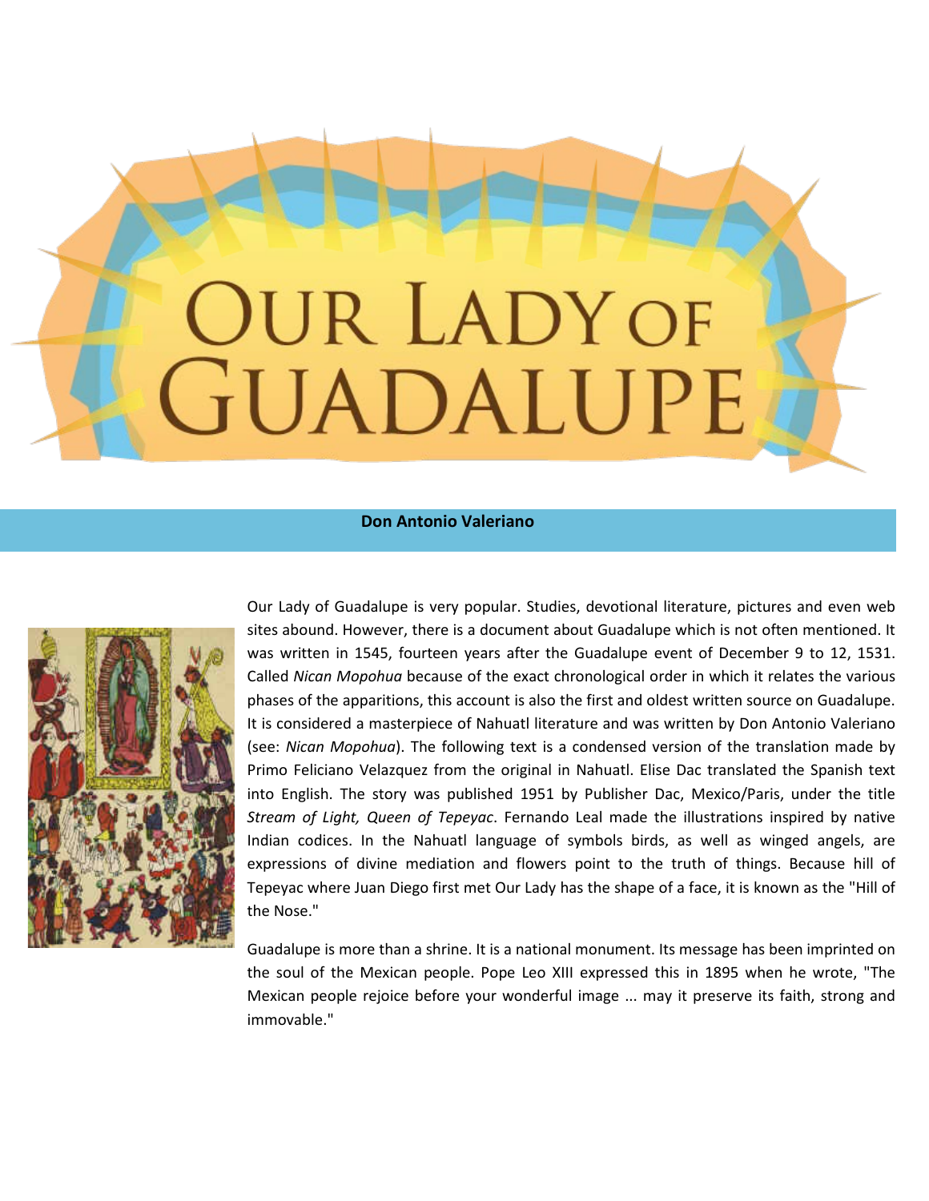# OUR LADY OF GUADALUPE

## Don Antonio Valeriano

Our Lady of Guadalupe is very popular. Studies, devotional literature, pictures and even web sites abound. However, there is a document about Guadalupe which is not often mentioned. It was written in 1545, fourteen years after the Guadalupe event of December 9 to 12, 1531. Called *Nican Mopohua* because of the exact chronological order in which it relates the various phases of the apparitions, this account is also the first and oldest written source on Guadalupe. It is considered a masterpiece of Nahuatl literature and was written by Don Antonio Valeriano (see: *Nican Mopohua*). The following text is a condensed version of the translation made by Primo Feliciano Velazquez from the original in Nahuatl. Elise Dac translated the Spanish text into English. The story was published 1951 by Publisher Dac, Mexico/Paris, under the title *Stream of Light, Queen of Tepeyac*. Fernando Leal made the illustrations inspired by native Indian codices. In the Nahuatl language of symbols birds, as well as winged angels, are expressions of divine mediation and flowers point to the truth of things. Because hill of Tepeyac where Juan Diego first met Our Lady has the shape of a face, it is known as the "Hill of the Nose."

Guadalupe is more than a shrine. It is a national monument. Its message has been imprinted on the soul of the Mexican people. Pope Leo XIII expressed this in 1895 when he wrote, "The Mexican people rejoice before your wonderful image ... may it preserve its faith, strong and immovable."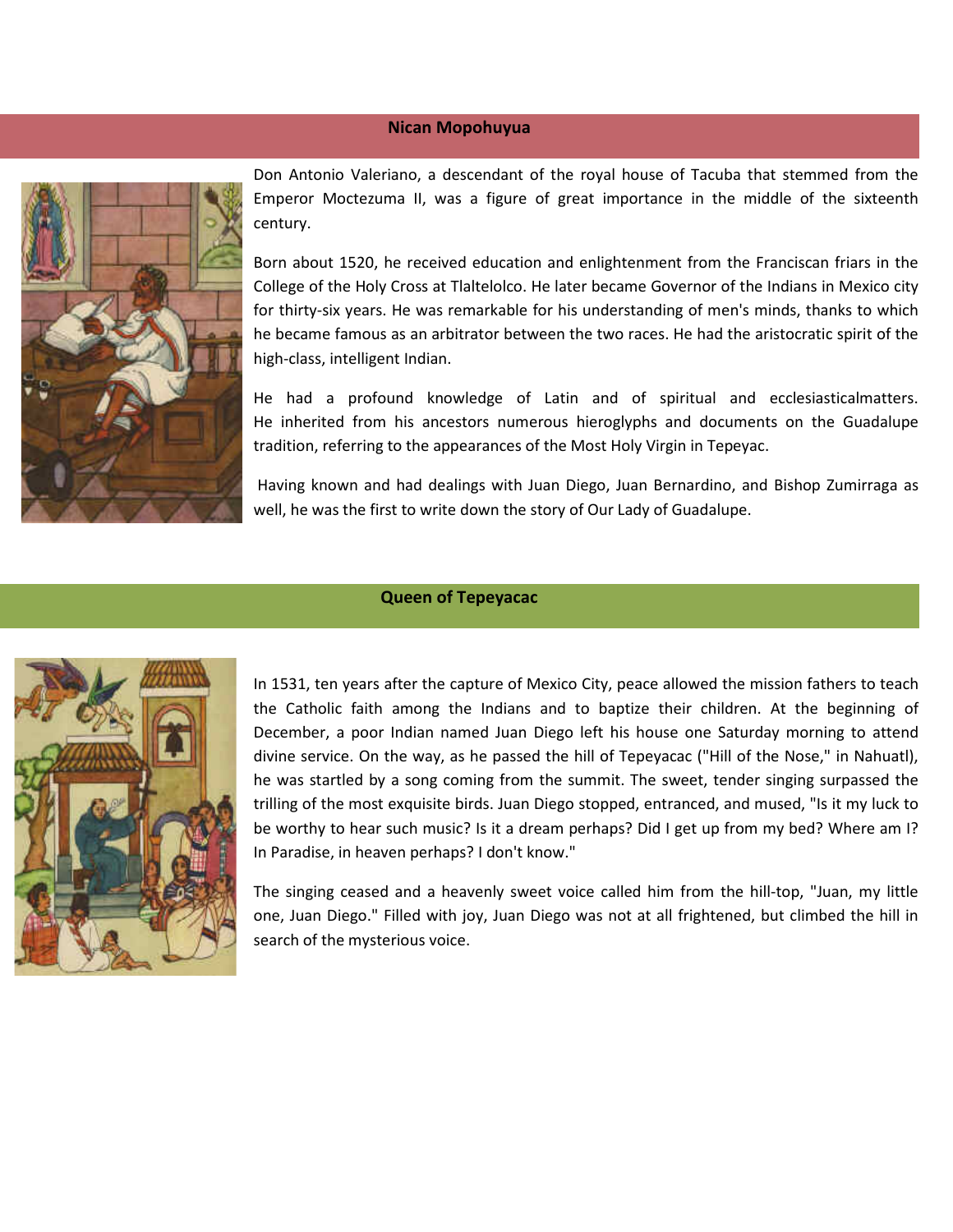## Nican Mopohuyua

Don Antonio Valeriano, a descendant of the royal house of Tacuba that stemmed from the Emperor Moctezuma II, was a figure of great importance in the middle of the sixteenth century.

Born about 1520, he received education and enlightenment from the Franciscan friars in the College of the Holy Cross at Tlaltelolco. He later became Governor of the Indians in Mexico city for thirty-six years. He was remarkable for his understanding of men's minds, thanks to which he became famous as an arbitrator between the two races. He had the aristocratic spirit of the high-class, intelligent Indian.

He had a profound knowledge of Latin and of spiritual and ecclesiasticalmatters. He inherited from his ancestors numerous hieroglyphs and documents on the Guadalupe tradition, referring to the appearances of the Most Holy Virgin in Tepeyac.

Having known and had dealings with Juan Diego, Juan Bernardino, and Bishop Zumirraga as well, he was the first to write down the story of Our Lady of Guadalupe.

## Queen of Tepeyacac

In 1531, ten years after the capture of Mexico City, peace allowed the mission fathers to teach the Catholic faith among the Indians and to baptize their children. At the beginning of December, a poor Indian named Juan Diego left his house one Saturday morning to attend divine service. On the way, as he passed the hill of Tepeyacac ("Hill of the Nose," in Nahuatl), he was startled by a song coming from the summit. The sweet, tender singing surpassed the trilling of the most exquisite birds. Juan Diego stopped, entranced, and mused, "Is it my luck to be worthy to hear such music? Is it a dream perhaps? Did I get up from my bed? Where am I? In Paradise, in heaven perhaps? I don't know."

The singing ceased and a heavenly sweet voice called him from the hill-top, "Juan, my little one, Juan Diego." Filled with joy, Juan Diego was not at all frightened, but climbed the hill in search of the mysterious voice.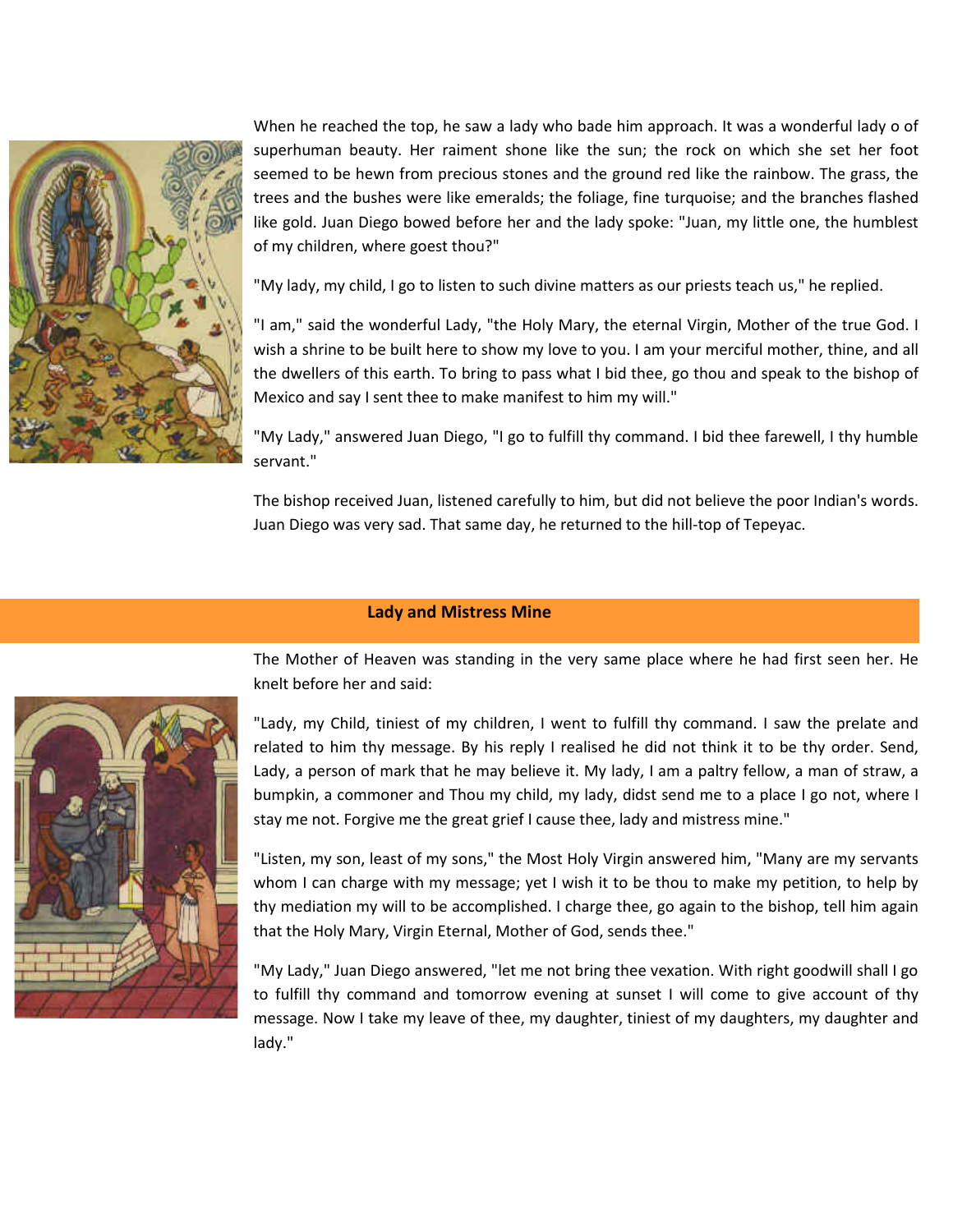When he reached the top, he saw a lady who bade him approach. It was a wonderful lady o of superhuman beauty. Her raiment shone like the sun; the rock on which she set her foot seemed to be hewn from precious stones and the ground red like the rainbow. The grass, the trees and the bushes were like emeralds; the foliage, fine turquoise; and the branches flashed like gold. Juan Diego bowed before her and the lady spoke: "Juan, my little one, the humblest of my children, where goest thou?"

"My lady, my child, I go to listen to such divine matters as our priests teach us," he replied.

"I am," said the wonderful Lady, "the Holy Mary, the eternal Virgin, Mother of the true God. I wish a shrine to be built here to show my love to you. I am your merciful mother, thine, and all the dwellers of this earth. To bring to pass what I bid thee, go thou and speak to the bishop of Mexico and say I sent thee to make manifest to him my will."

"My Lady," answered Juan Diego, "I go to fulfill thy command. I bid thee farewell, I thy humble servant."

The bishop received Juan, listened carefully to him, but did not believe the poor Indian's words. Juan Diego was very sad. That same day, he returned to the hill-top of Tepeyac.

## Lady and Mistress Mine

The Mother of Heaven was standing in the very same place where he had first seen her. He knelt before her and said:

"Lady, my Child, tiniest of my children, I went to fulfill thy command. I saw the prelate and related to him thy message. By his reply I realised he did not think it to be thy order. Send, Lady, a person of mark that he may believe it. My lady, I am a paltry fellow, a man of straw, a bumpkin, a commoner and Thou my child, my lady, didst send me to a place I go not, where I stay me not. Forgive me the great grief I cause thee, lady and mistress mine."

"Listen, my son, least of my sons," the Most Holy Virgin answered him, "Many are my servants whom I can charge with my message; yet I wish it to be thou to make my petition, to help by thy mediation my will to be accomplished. I charge thee, go again to the bishop, tell him again that the Holy Mary, Virgin Eternal, Mother of God, sends thee."

"My Lady," Juan Diego answered, "let me not bring thee vexation. With right goodwill shall I go to fulfill thy command and tomorrow evening at sunset I will come to give account of thy message. Now I take my leave of thee, my daughter, tiniest of my daughters, my daughter and lady."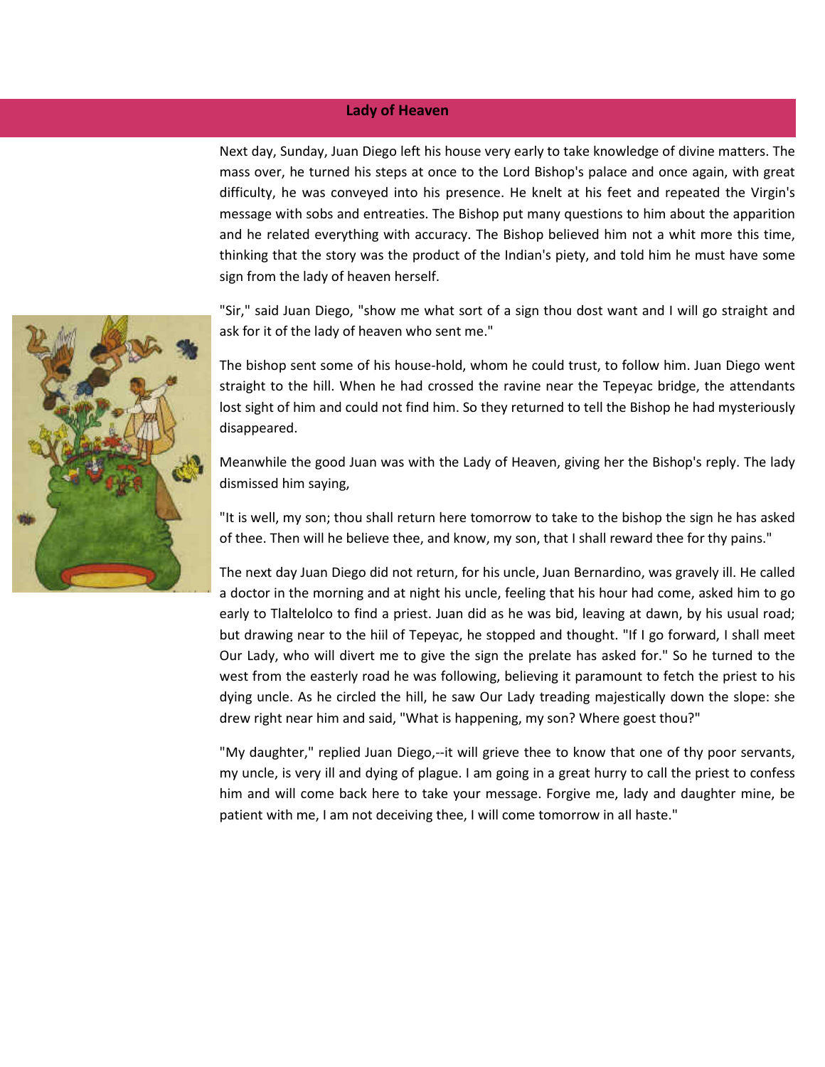## Lady of Heaven

Next day, Sunday, Juan Diego left his house very early to take knowledge of divine matters. The mass over, he turned his steps at once to the Lord Bishop's palace and once again, with great difficulty, he was conveyed into his presence. He knelt at his feet and repeated the Virgin's message with sobs and entreaties. The Bishop put many questions to him about the apparition and he related everything with accuracy. The Bishop believed him not a whit more this time, thinking that the story was the product of the Indian's piety, and told him he must have some sign from the lady of heaven herself.

"Sir," said Juan Diego, "show me what sort of a sign thou dost want and I will go straight and ask for it of the lady of heaven who sent me."

The bishop sent some of his house-hold, whom he could trust, to follow him. Juan Diego went straight to the hill. When he had crossed the ravine near the Tepeyac bridge, the attendants lost sight of him and could not find him. So they returned to tell the Bishop he had mysteriously disappeared.

Meanwhile the good Juan was with the Lady of Heaven, giving her the Bishop's reply. The lady dismissed him saying,

"It is well, my son; thou shall return here tomorrow to take to the bishop the sign he has asked of thee. Then will he believe thee, and know, my son, that I shall reward thee for thy pains."

The next day Juan Diego did not return, for his uncle, Juan Bernardino, was gravely ill. He called a doctor in the morning and at night his uncle, feeling that his hour had come, asked him to go early to Tlaltelolco to find a priest. Juan did as he was bid, leaving at dawn, by his usual road; but drawing near to the hiil of Tepeyac, he stopped and thought. "If I go forward, I shall meet Our Lady, who will divert me to give the sign the prelate has asked for." So he turned to the west from the easterly road he was following, believing it paramount to fetch the priest to his dying uncle. As he circled the hill, he saw Our Lady treading majestically down the slope: she drew right near him and said, "What is happening, my son? Where goest thou?"

"My daughter," replied Juan Diego,--it will grieve thee to know that one of thy poor servants, my uncle, is very ill and dying of plague. I am going in a great hurry to call the priest to confess him and will come back here to take your message. Forgive me, lady and daughter mine, be patient with me, I am not deceiving thee, I will come tomorrow in all haste."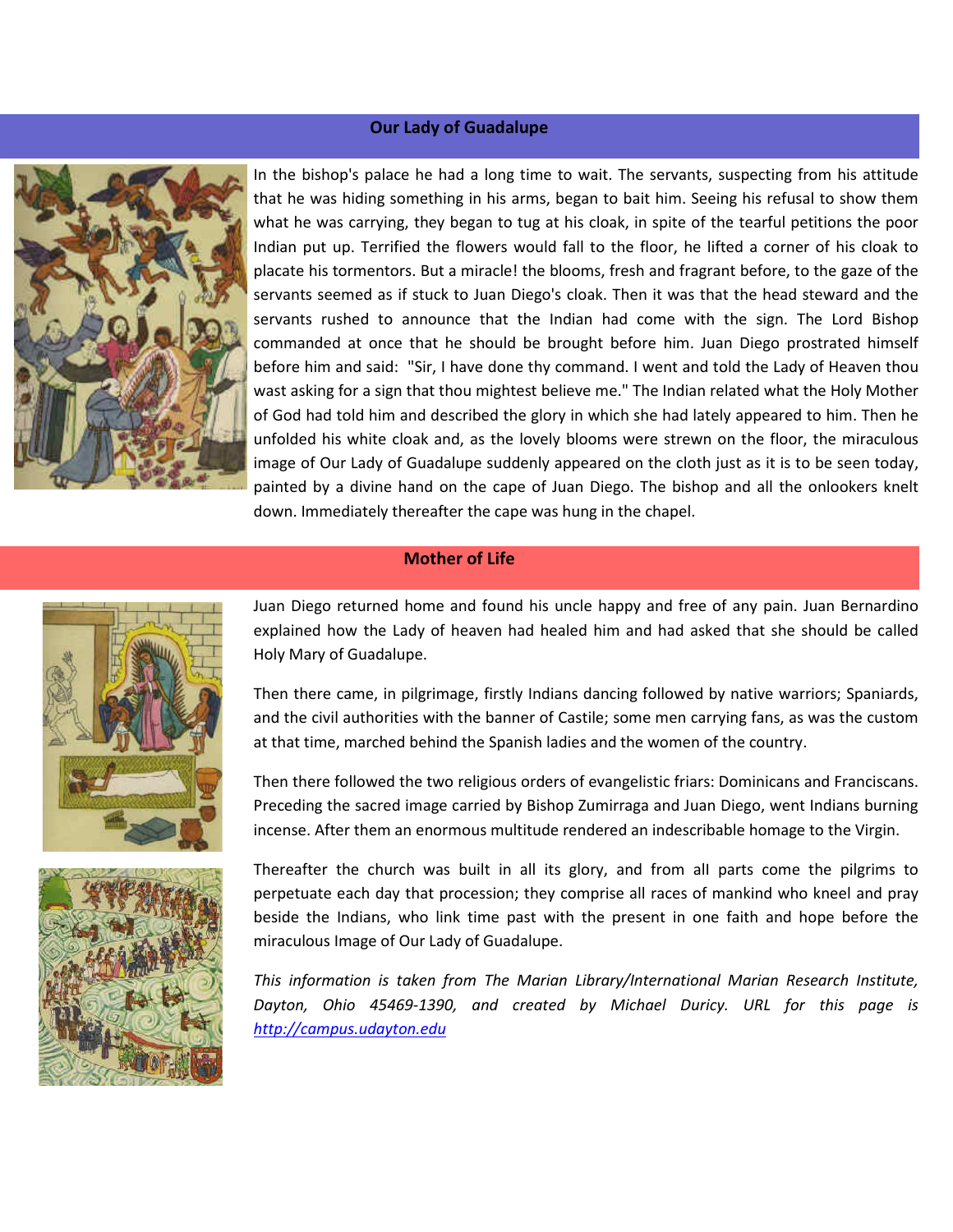## Our Lady of Guadalupe

In the bishop's palace he had a long time to wait. The servants, suspecting from his attitude that he was hiding something in his arms, began to bait him. Seeing his refusal to show them what he was carrying, they began to tug at his cloak, in spite of the tearful petitions the poor Indian put up. Terrified the flowers would fall to the floor, he lifted a corner of his cloak to placate his tormentors. But a miracle! the blooms, fresh and fragrant before, to the gaze of the servants seemed as if stuck to Juan Diego's cloak. Then it was that the head steward and the servants rushed to announce that the Indian had come with the sign. The Lord Bishop commanded at once that he should be brought before him. Juan Diego prostrated himself before him and said: "Sir, I have done thy command. I went and told the Lady of Heaven thou wast asking for a sign that thou mightest believe me." The Indian related what the Holy Mother of God had told him and described the glory in which she had lately appeared to him. Then he unfolded his white cloak and, as the lovely blooms were strewn on the floor, the miraculous image of Our Lady of Guadalupe suddenly appeared on the cloth just as it is to be seen today, painted by a divine hand on the cape of Juan Diego. The bishop and all the onlookers knelt down. Immediately thereafter the cape was hung in the chapel.

## Mother of Life

Juan Diego returned home and found his uncle happy and free of any pain. Juan Bernardino explained how the Lady of heaven had healed him and had asked that she should be called Holy Mary of Guadalupe.

Then there came, in pilgrimage, firstly Indians dancing followed by native warriors; Spaniards, and the civil authorities with the banner of Castile; some men carrying fans, as was the custom at that time, marched behind the Spanish ladies and the women of the country.

Then there followed the two religious orders of evangelistic friars: Dominicans and Franciscans. Preceding the sacred image carried by Bishop Zumirraga and Juan Diego, went Indians burning incense. After them an enormous multitude rendered an indescribable homage to the Virgin.

Thereafter the church was built in all its glory, and from all parts come the pilgrims to perpetuate each day that procession; they comprise all races of mankind who kneel and pray beside the Indians, who link time past with the present in one faith and hope before the miraculous Image of Our Lady of Guadalupe.

*This information is taken from The Marian Library/International Marian Research Institute, Dayton, Ohio 45469-1390, and created by Michael Duricy. URL for this page is* [http://campus.udayton.edu](http://campus.udayton.edu)